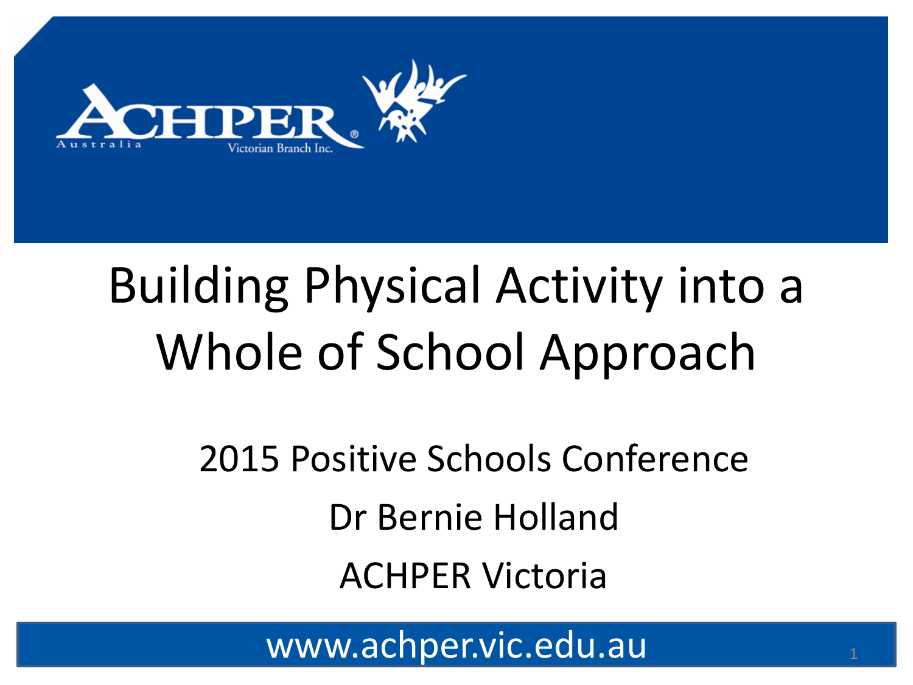ACHPER Australia Victorian Branch Inc.

# Building Physical Activity into a Whole of School Approach

2015 Positive Schools Conference

Dr Bernie Holland

ACHPER Victoria

www.achper.vic.edu.au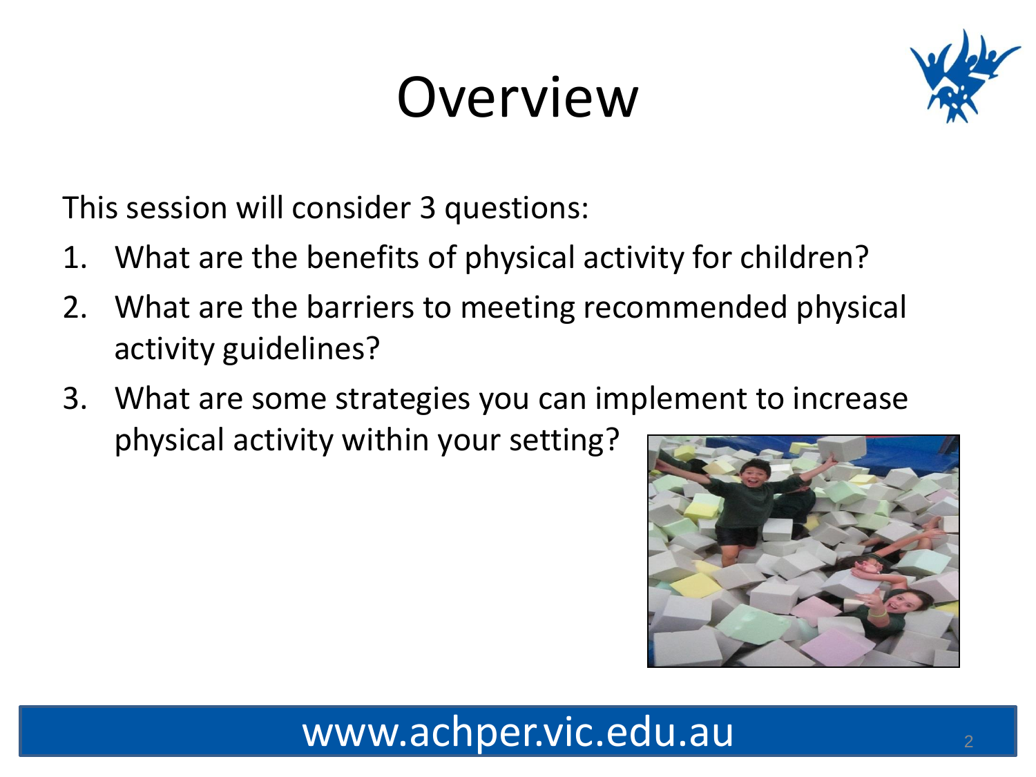# Overview

This session will consider 3 questions:

1. What are the benefits of physical activity for children?
2. What are the barriers to meeting recommended physical activity guidelines?
3. What are some strategies you can implement to increase physical activity within your setting?

www.achper.vic.edu.au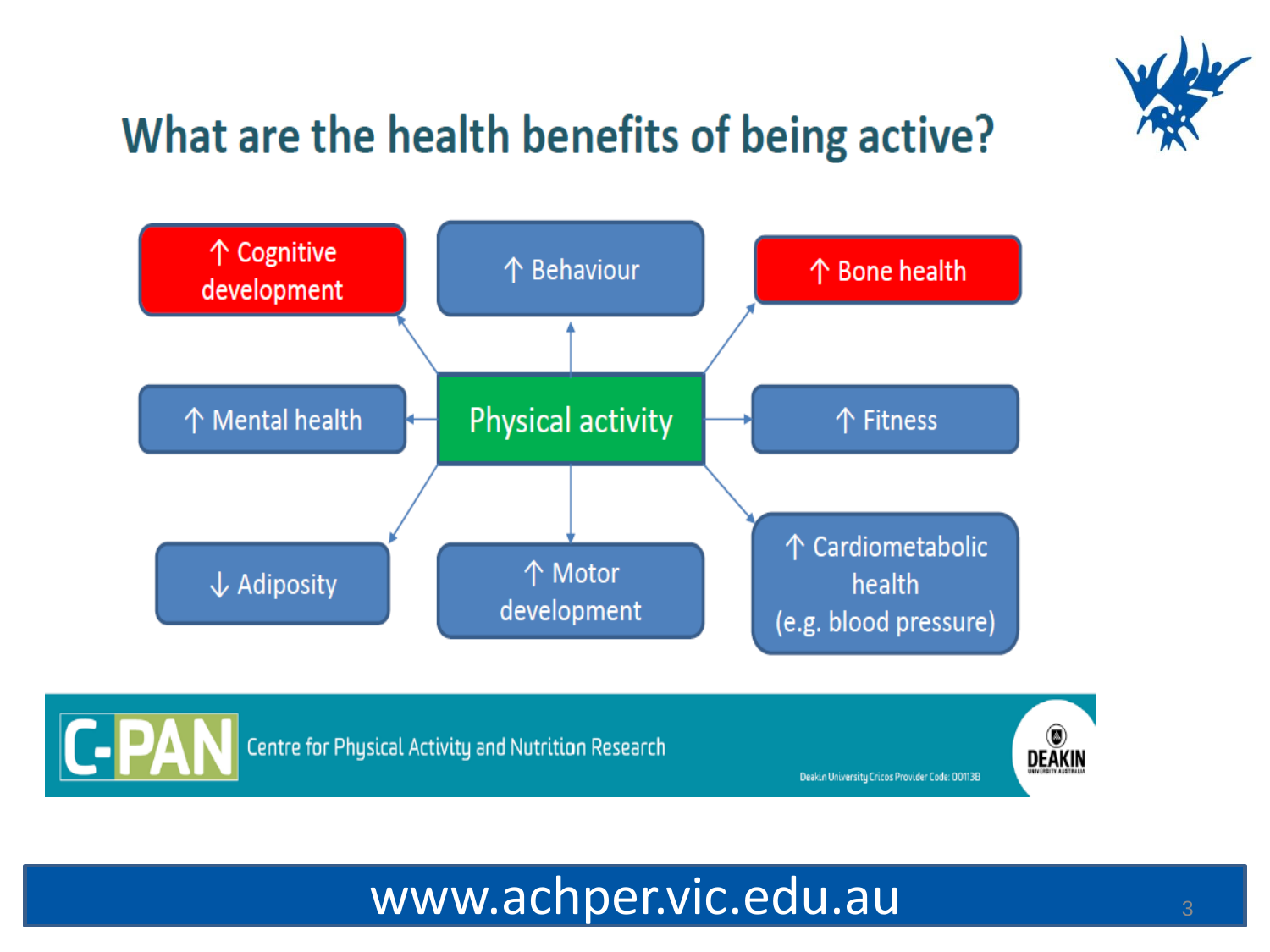# What are the health benefits of being active?

**Physical activity**

- ↑ Cognitive development
- ↑ Behaviour
- ↑ Bone health
- ↑ Mental health
- ↑ Fitness
- ↓ Adiposity
- ↑ Motor development
- ↑ Cardiometabolic health (e.g. blood pressure)

C-PAN Centre for Physical Activity and Nutrition Research

DEAKIN UNIVERSITY AUSTRALIA

Deakin University Cricos Provider Code: 00113B

www.achper.vic.edu.au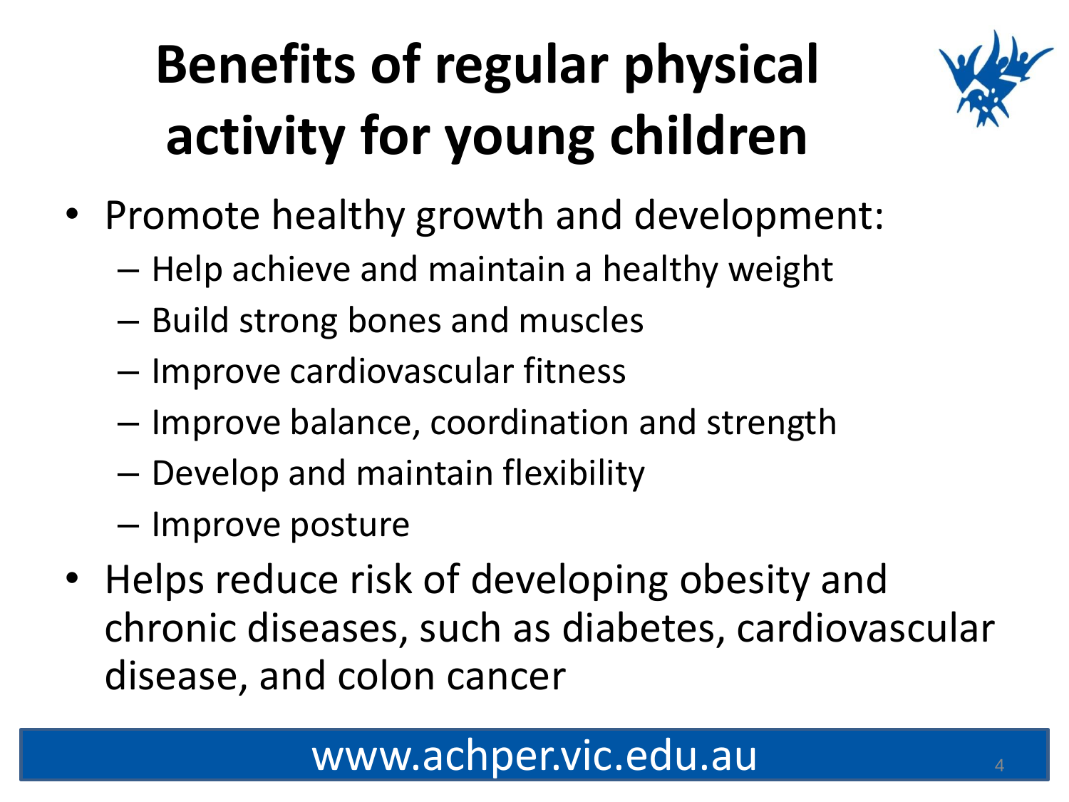# Benefits of regular physical activity for young children

- Promote healthy growth and development:
  - Help achieve and maintain a healthy weight
  - Build strong bones and muscles
  - Improve cardiovascular fitness
  - Improve balance, coordination and strength
  - Develop and maintain flexibility
  - Improve posture
- Helps reduce risk of developing obesity and chronic diseases, such as diabetes, cardiovascular disease, and colon cancer

www.achper.vic.edu.au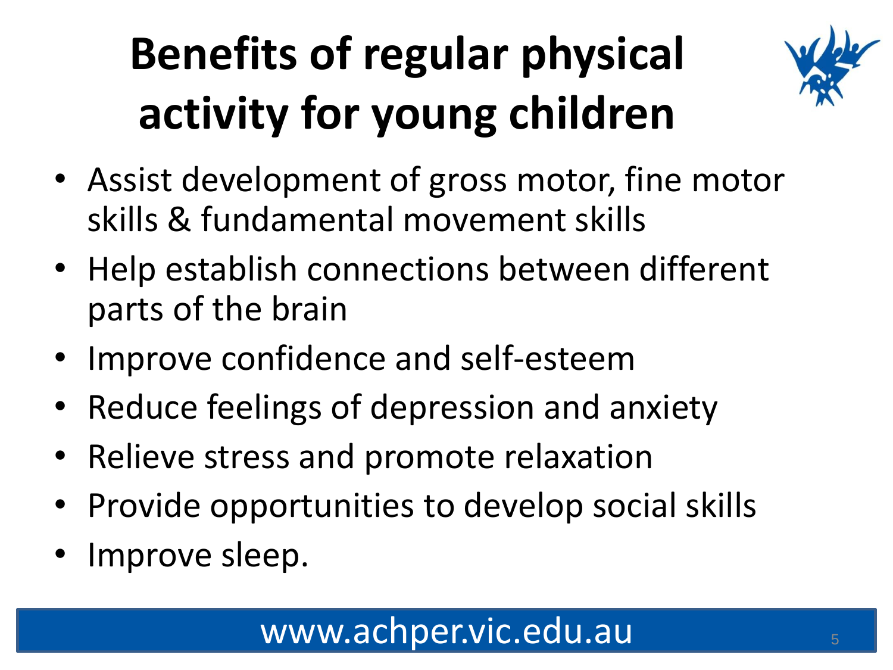# Benefits of regular physical activity for young children

- Assist development of gross motor, fine motor skills & fundamental movement skills
- Help establish connections between different parts of the brain
- Improve confidence and self-esteem
- Reduce feelings of depression and anxiety
- Relieve stress and promote relaxation
- Provide opportunities to develop social skills
- Improve sleep.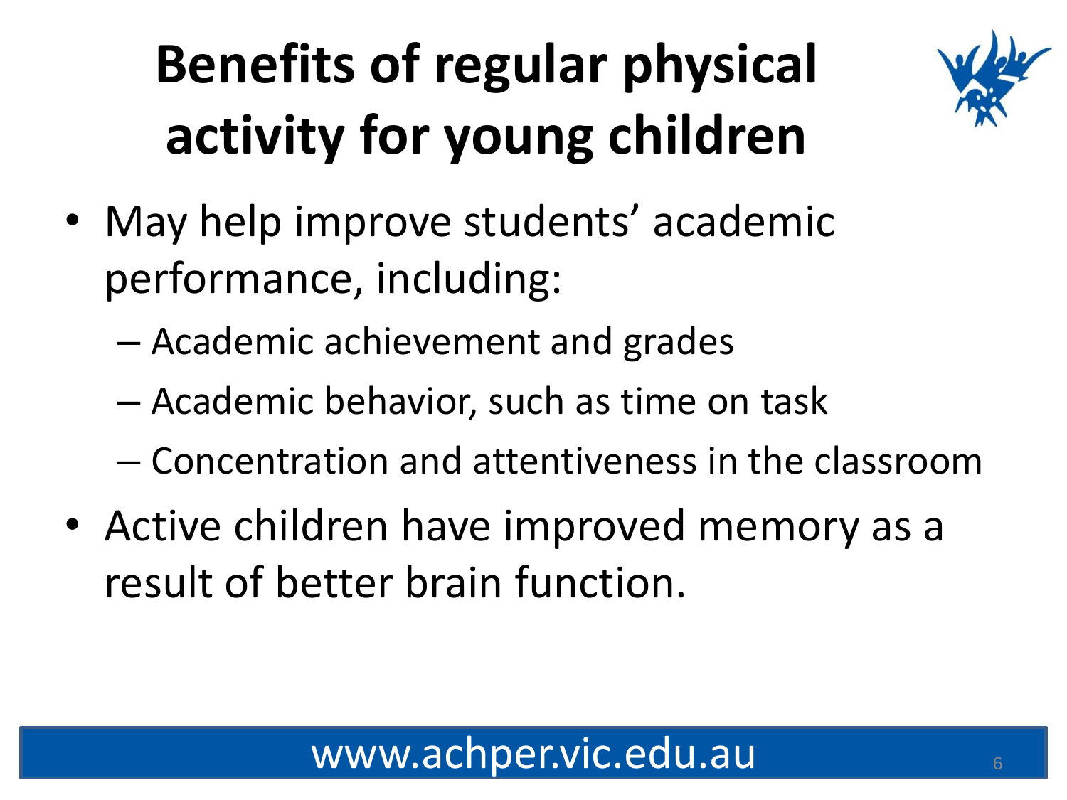# Benefits of regular physical activity for young children

- May help improve students' academic performance, including:
  - Academic achievement and grades
  - Academic behavior, such as time on task
  - Concentration and attentiveness in the classroom
- Active children have improved memory as a result of better brain function.

www.achper.vic.edu.au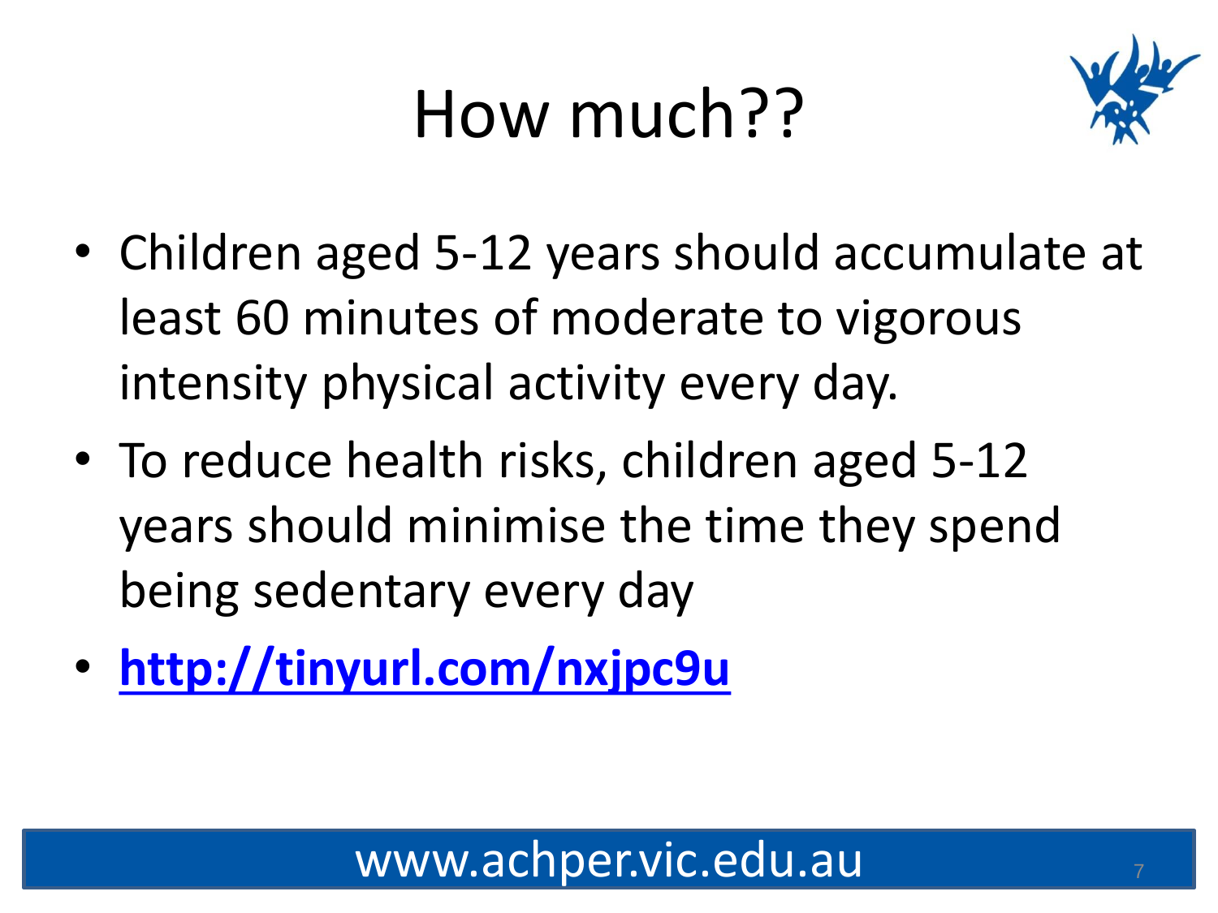# How much??

- Children aged 5-12 years should accumulate at least 60 minutes of moderate to vigorous intensity physical activity every day.
- To reduce health risks, children aged 5-12 years should minimise the time they spend being sedentary every day
- **http://tinyurl.com/nxjpc9u**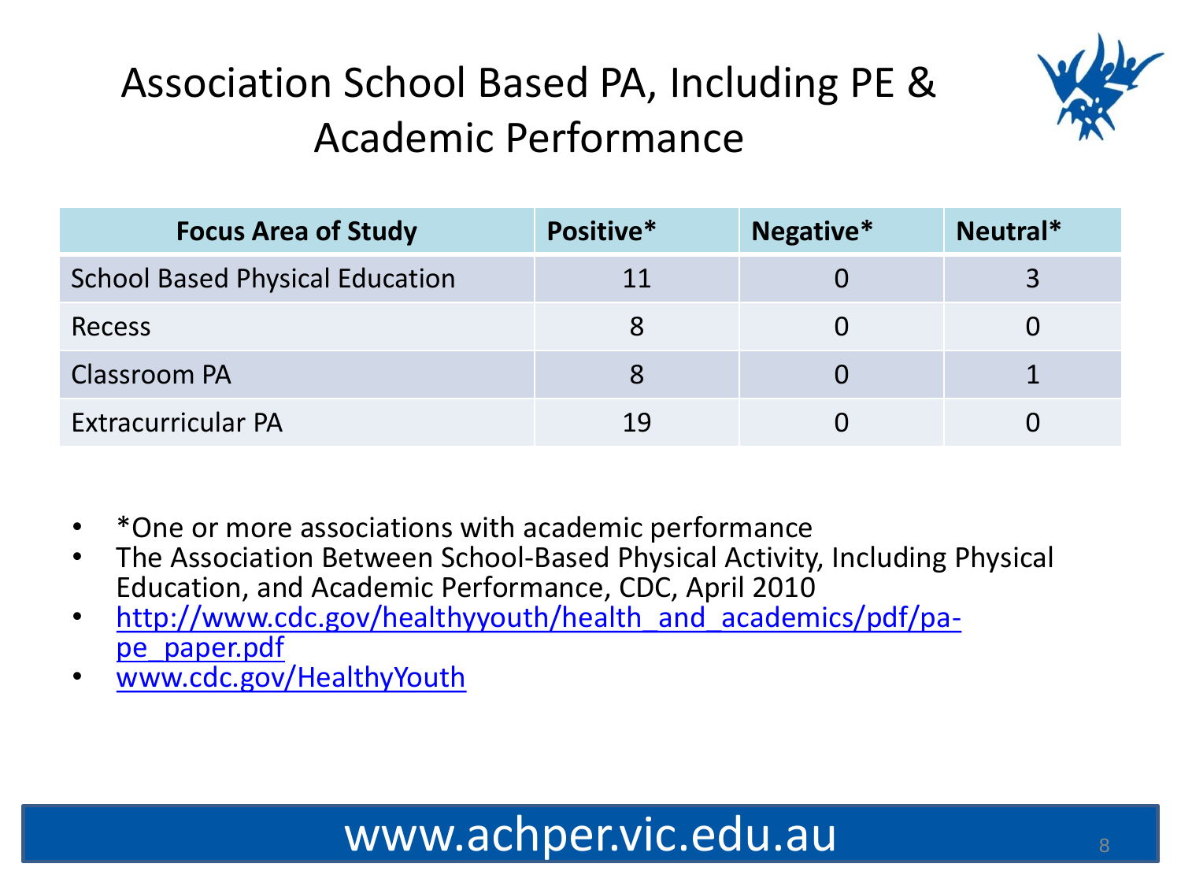# Association School Based PA, Including PE & Academic Performance

| Focus Area of Study | Positive* | Negative* | Neutral* |
|---|---|---|---|
| School Based Physical Education | 11 | 0 | 3 |
| Recess | 8 | 0 | 0 |
| Classroom PA | 8 | 0 | 1 |
| Extracurricular PA | 19 | 0 | 0 |

- *One or more associations with academic performance
- The Association Between School-Based Physical Activity, Including Physical Education, and Academic Performance, CDC, April 2010
- http://www.cdc.gov/healthyyouth/health_and_academics/pdf/pa-pe_paper.pdf
- www.cdc.gov/HealthyYouth

www.achper.vic.edu.au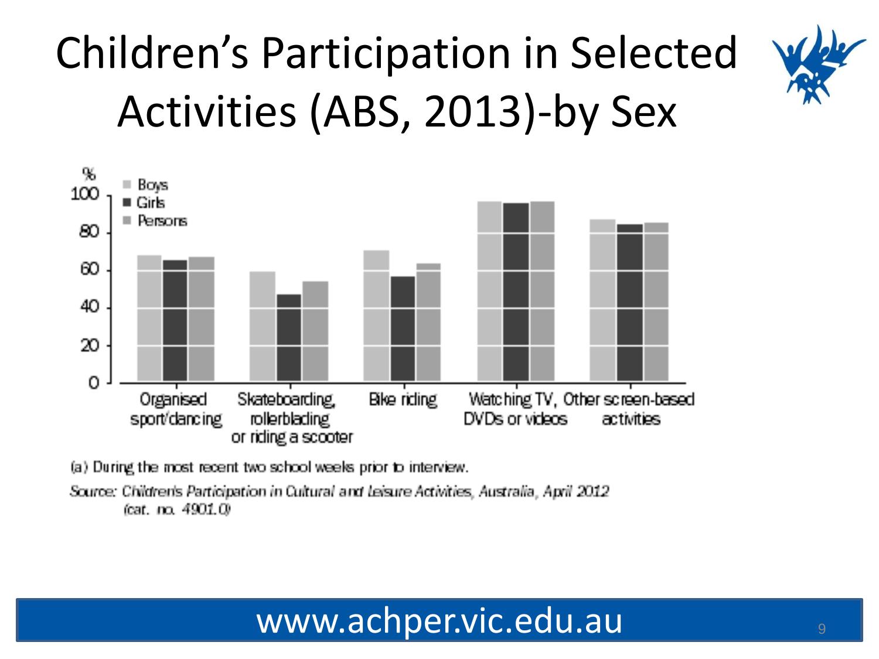# Children's Participation in Selected Activities (ABS, 2013)-by Sex

%

- Boys
- Girls
- Persons

100, 80, 60, 40, 20, 0

Organised sport/dancing | Skateboarding, rollerblading or riding a scooter | Bike riding | Watching TV, DVDs or videos | Other screen-based activities

(a) During the most recent two school weeks prior to interview.

*Source: Children's Participation in Cultural and Leisure Activities, Australia, April 2012 (cat. no. 4901.0)*

www.achper.vic.edu.au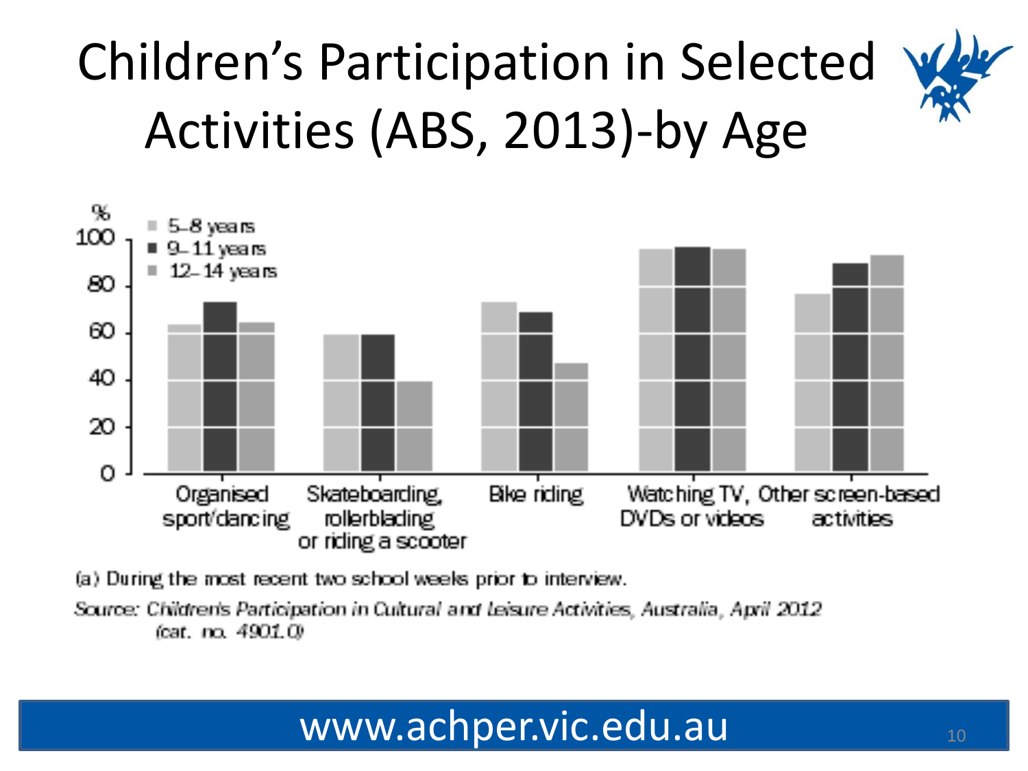# Children's Participation in Selected Activities (ABS, 2013)-by Age

%

- 5–8 years
- 9–11 years
- 12–14 years

100
80
60
40
20
0

Organised sport/dancing | Skateboarding, rollerblading or riding a scooter | Bike riding | Watching TV, DVDs or videos | Other screen-based activities

(a) During the most recent two school weeks prior to interview.

*Source: Children's Participation in Cultural and Leisure Activities, Australia, April 2012 (cat. no. 4901.0)*

www.achper.vic.edu.au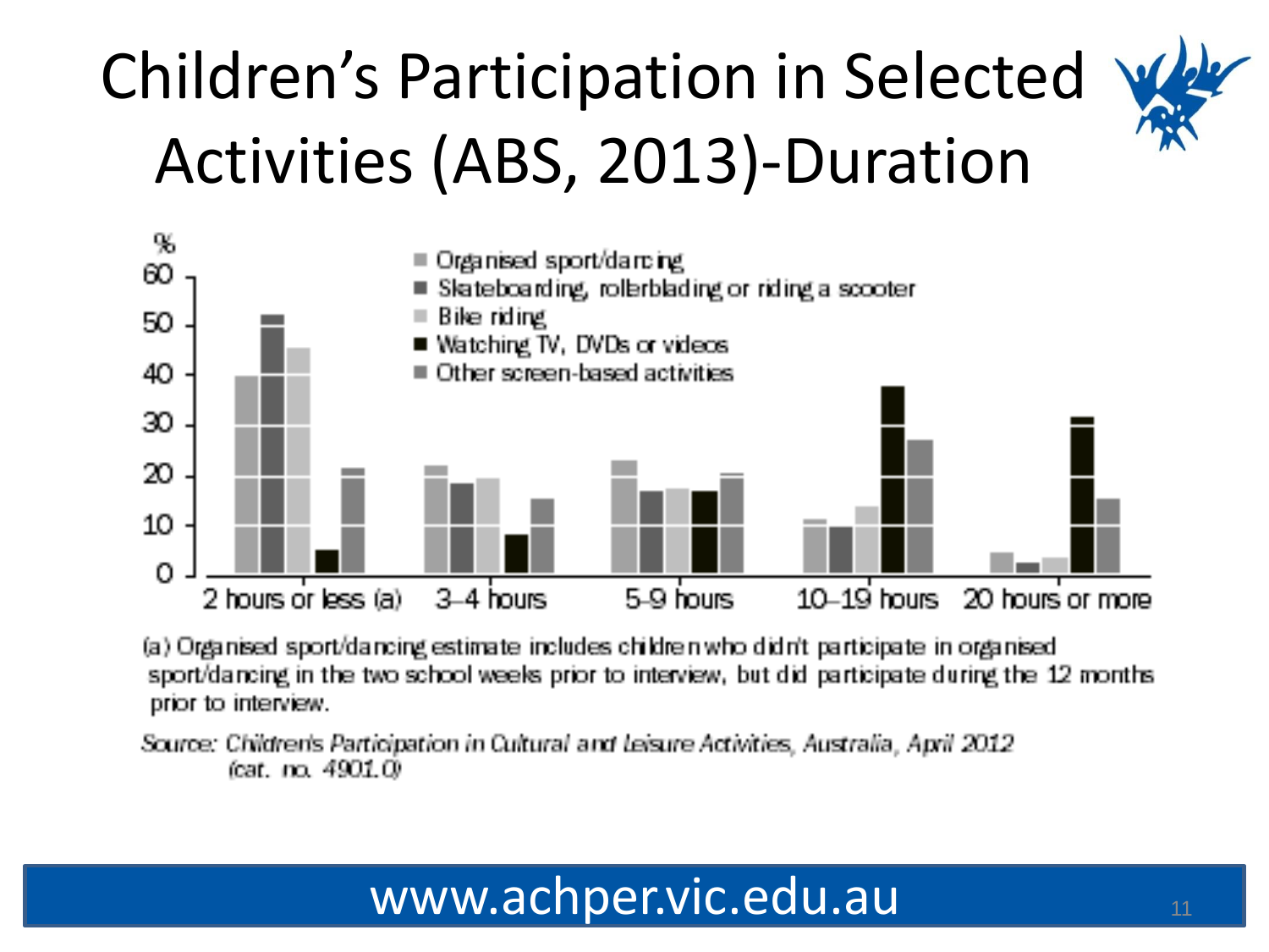# Children's Participation in Selected Activities (ABS, 2013)-Duration

%

- Organised sport/dancing
- Skateboarding, rollerblading or riding a scooter
- Bike riding
- Watching TV, DVDs or videos
- Other screen-based activities

2 hours or less (a) | 3–4 hours | 5–9 hours | 10–19 hours | 20 hours or more

(a) Organised sport/dancing estimate includes children who didn't participate in organised sport/dancing in the two school weeks prior to interview, but did participate during the 12 months prior to interview.

*Source: Children's Participation in Cultural and Leisure Activities, Australia, April 2012* (cat. no. 4901.0)

www.achper.vic.edu.au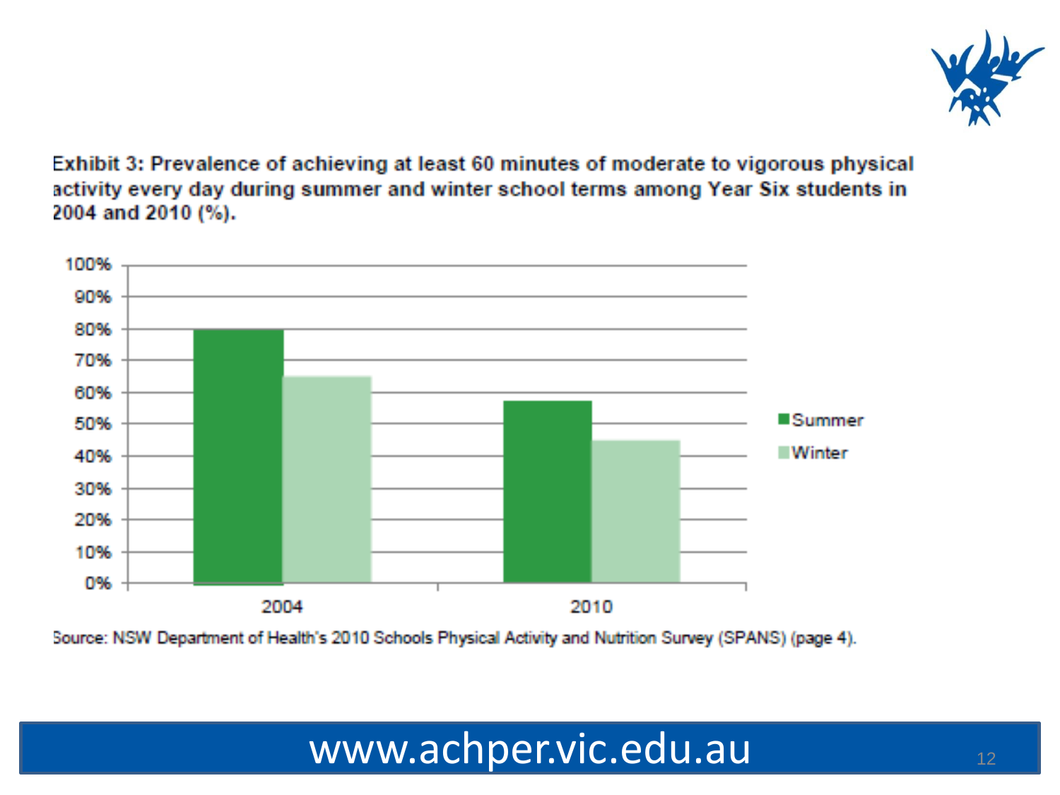**Exhibit 3: Prevalence of achieving at least 60 minutes of moderate to vigorous physical activity every day during summer and winter school terms among Year Six students in 2004 and 2010 (%).**

Source: NSW Department of Health's 2010 Schools Physical Activity and Nutrition Survey (SPANS) (page 4).

www.achper.vic.edu.au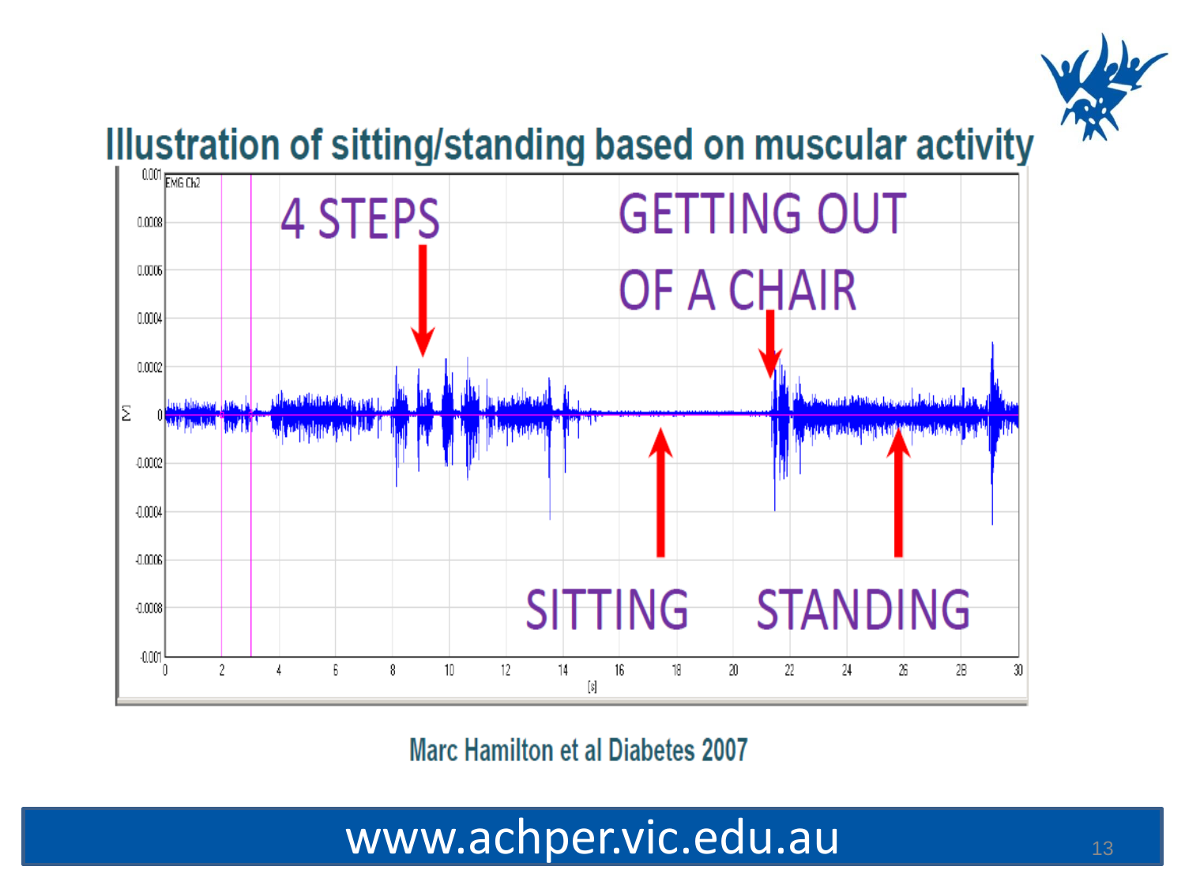# Illustration of sitting/standing based on muscular activity

4 STEPS

GETTING OUT OF A CHAIR

SITTING

STANDING

Marc Hamilton et al Diabetes 2007

www.achper.vic.edu.au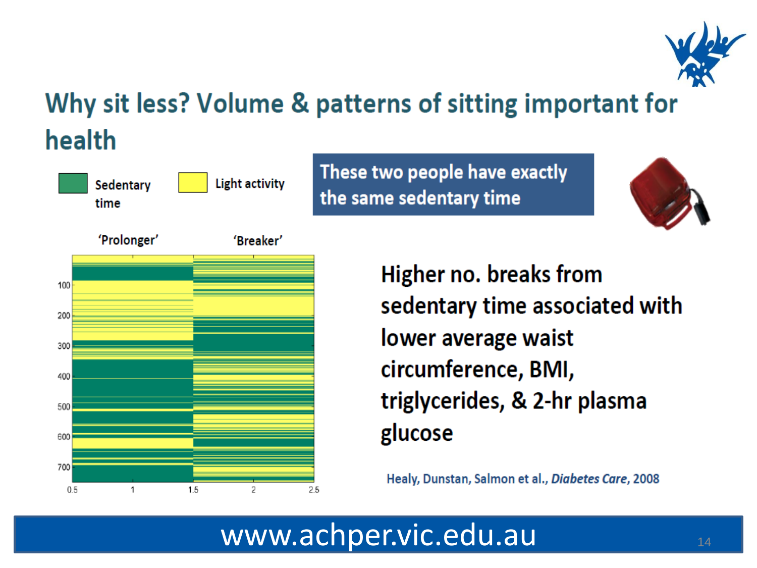# Why sit less? Volume & patterns of sitting important for health

Sedentary time | Light activity

'Prolonger' | 'Breaker'

**These two people have exactly the same sedentary time**

Higher no. breaks from sedentary time associated with lower average waist circumference, BMI, triglycerides, & 2-hr plasma glucose

Healy, Dunstan, Salmon et al., *Diabetes Care*, 2008

www.achper.vic.edu.au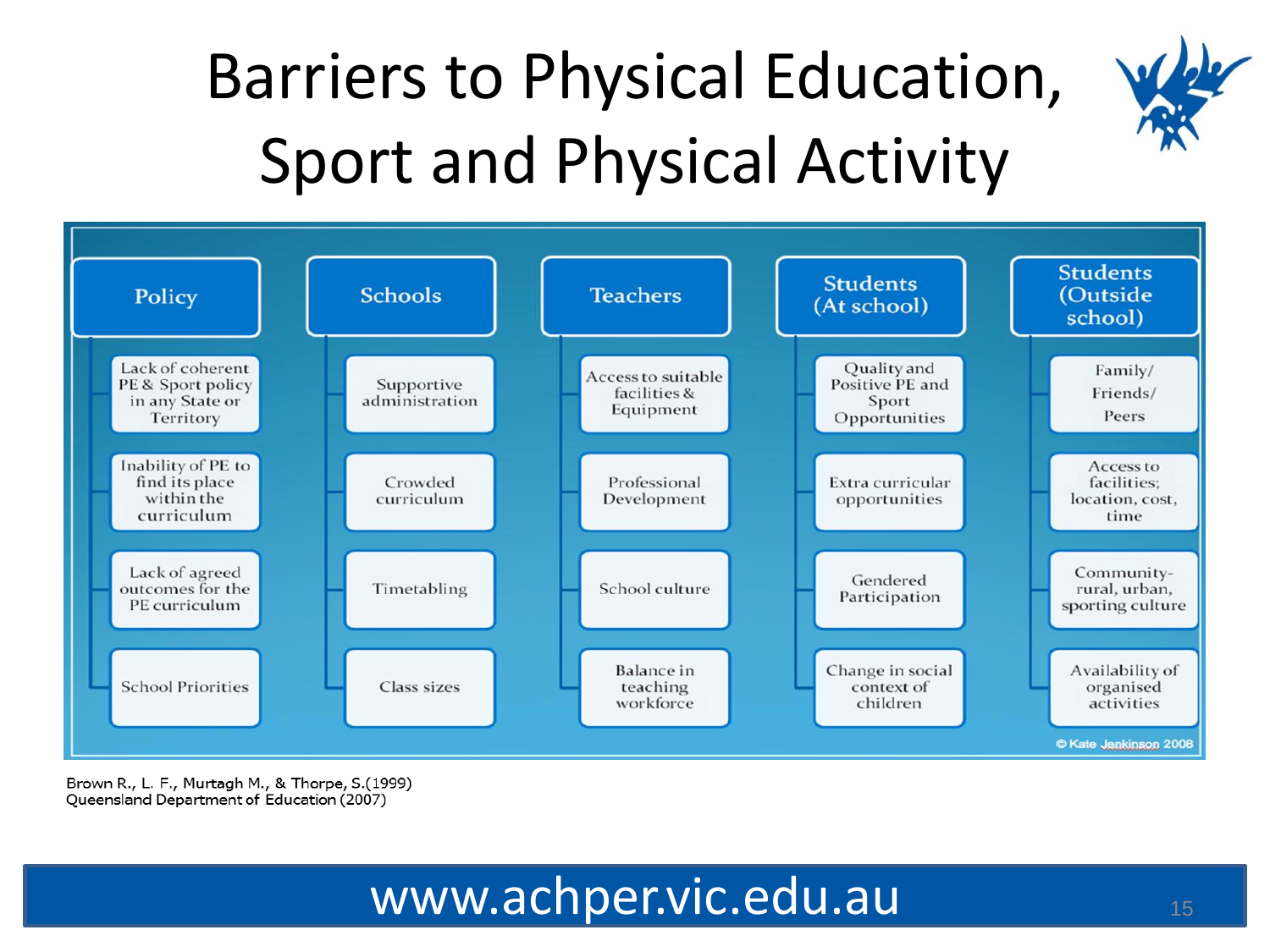# Barriers to Physical Education, Sport and Physical Activity

| Policy | Schools | Teachers | Students (At school) | Students (Outside school) |
|---|---|---|---|---|
| Lack of coherent PE & Sport policy in any State or Territory | Supportive administration | Access to suitable facilities & Equipment | Quality and Positive PE and Sport Opportunities | Family/ Friends/ Peers |
| Inability of PE to find its place within the curriculum | Crowded curriculum | Professional Development | Extra curricular opportunities | Access to facilities; location, cost, time |
| Lack of agreed outcomes for the PE curriculum | Timetabling | School culture | Gendered Participation | Community-rural, urban, sporting culture |
| School Priorities | Class sizes | Balance in teaching workforce | Change in social context of children | Availability of organised activities |

© Kate Jenkinson 2008

Brown R., L. F., Murtagh M., & Thorpe, S.(1999)
Queensland Department of Education (2007)

www.achper.vic.edu.au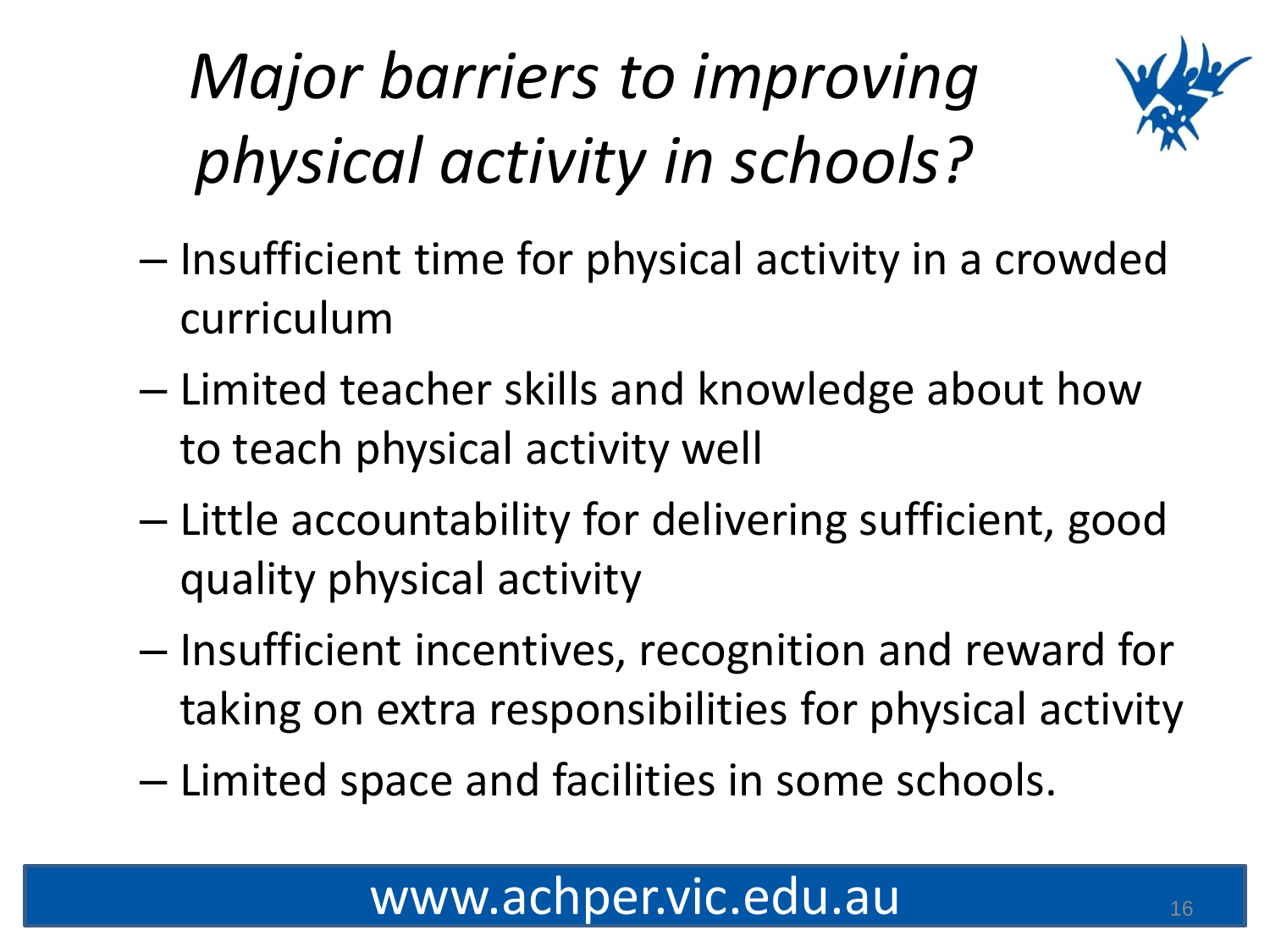# *Major barriers to improving physical activity in schools?*

- Insufficient time for physical activity in a crowded curriculum
- Limited teacher skills and knowledge about how to teach physical activity well
- Little accountability for delivering sufficient, good quality physical activity
- Insufficient incentives, recognition and reward for taking on extra responsibilities for physical activity
- Limited space and facilities in some schools.

www.achper.vic.edu.au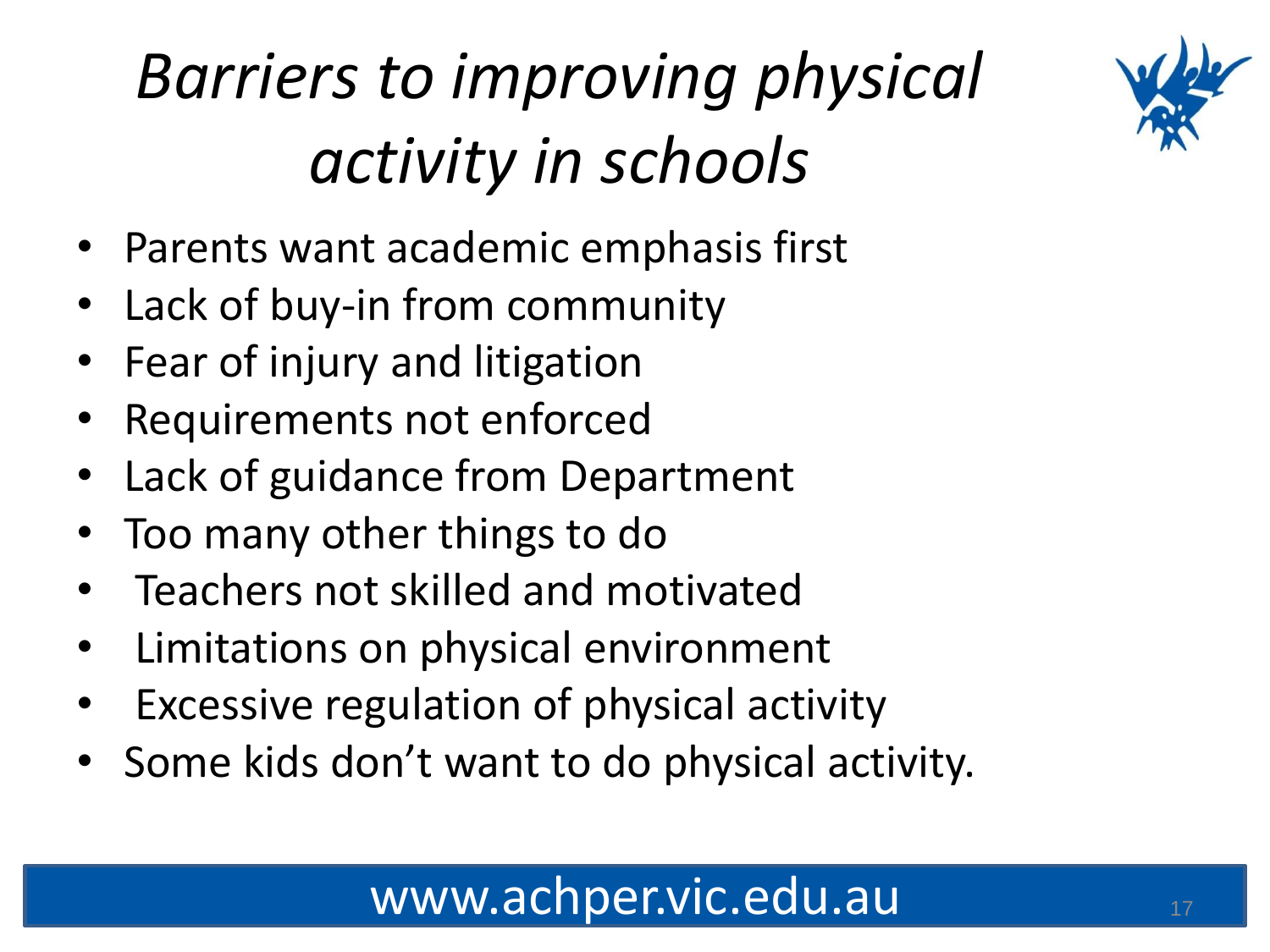# *Barriers to improving physical activity in schools*

- Parents want academic emphasis first
- Lack of buy-in from community
- Fear of injury and litigation
- Requirements not enforced
- Lack of guidance from Department
- Too many other things to do
- Teachers not skilled and motivated
- Limitations on physical environment
- Excessive regulation of physical activity
- Some kids don't want to do physical activity.

www.achper.vic.edu.au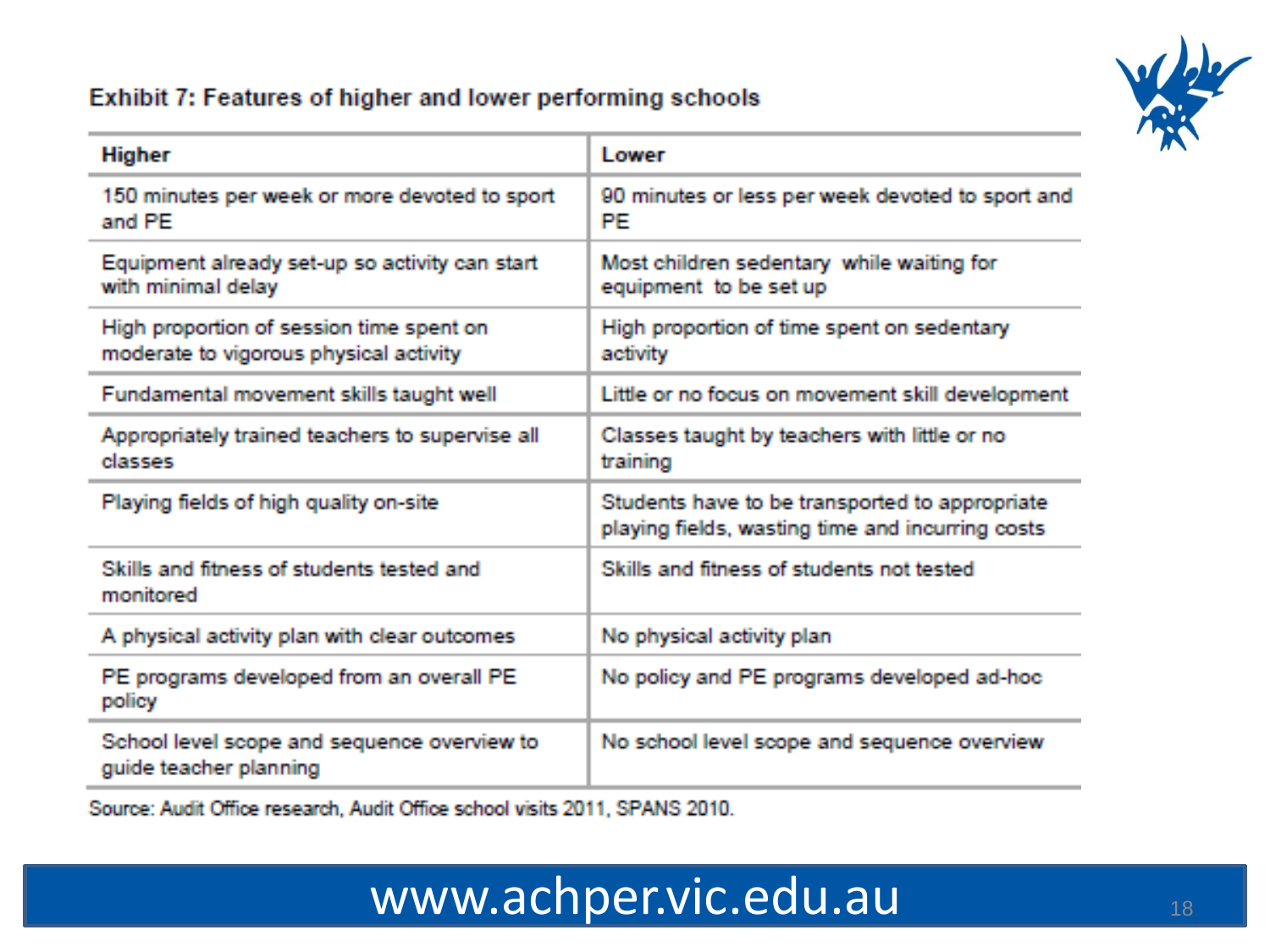**Exhibit 7: Features of higher and lower performing schools**

| Higher | Lower |
|---|---|
| 150 minutes per week or more devoted to sport and PE | 90 minutes or less per week devoted to sport and PE |
| Equipment already set-up so activity can start with minimal delay | Most children sedentary while waiting for equipment to be set up |
| High proportion of session time spent on moderate to vigorous physical activity | High proportion of time spent on sedentary activity |
| Fundamental movement skills taught well | Little or no focus on movement skill development |
| Appropriately trained teachers to supervise all classes | Classes taught by teachers with little or no training |
| Playing fields of high quality on-site | Students have to be transported to appropriate playing fields, wasting time and incurring costs |
| Skills and fitness of students tested and monitored | Skills and fitness of students not tested |
| A physical activity plan with clear outcomes | No physical activity plan |
| PE programs developed from an overall PE policy | No policy and PE programs developed ad-hoc |
| School level scope and sequence overview to guide teacher planning | No school level scope and sequence overview |

Source: Audit Office research, Audit Office school visits 2011, SPANS 2010.

www.achper.vic.edu.au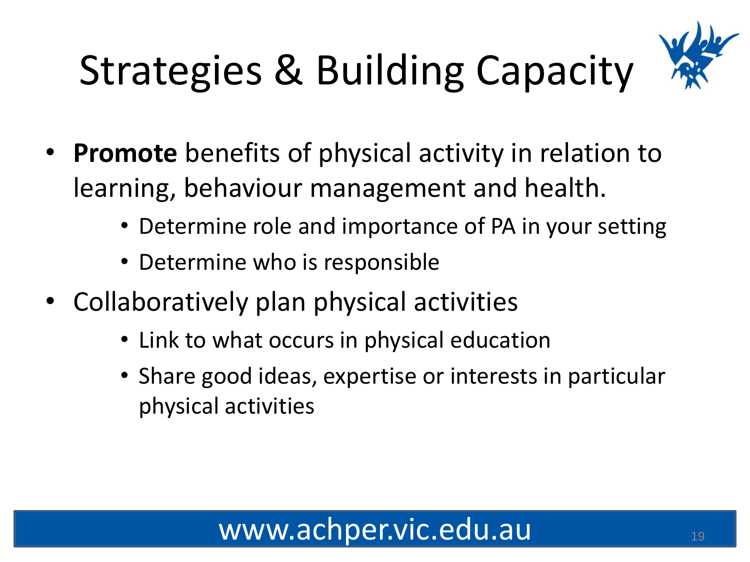# Strategies & Building Capacity

- **Promote** benefits of physical activity in relation to learning, behaviour management and health.
  - Determine role and importance of PA in your setting
  - Determine who is responsible
- Collaboratively plan physical activities
  - Link to what occurs in physical education
  - Share good ideas, expertise or interests in particular physical activities

www.achper.vic.edu.au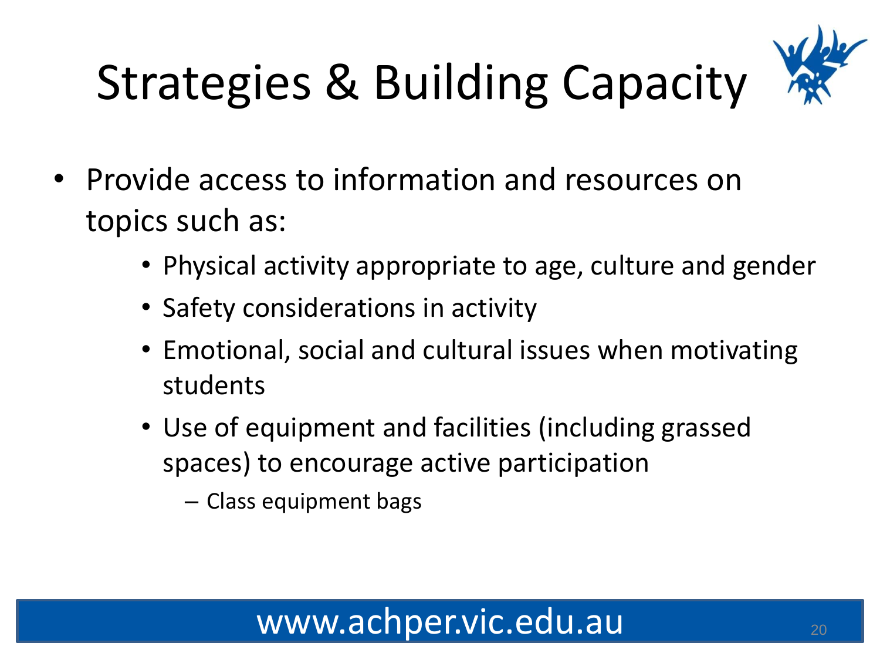# Strategies & Building Capacity

- Provide access to information and resources on topics such as:
  - Physical activity appropriate to age, culture and gender
  - Safety considerations in activity
  - Emotional, social and cultural issues when motivating students
  - Use of equipment and facilities (including grassed spaces) to encourage active participation
    - Class equipment bags

www.achper.vic.edu.au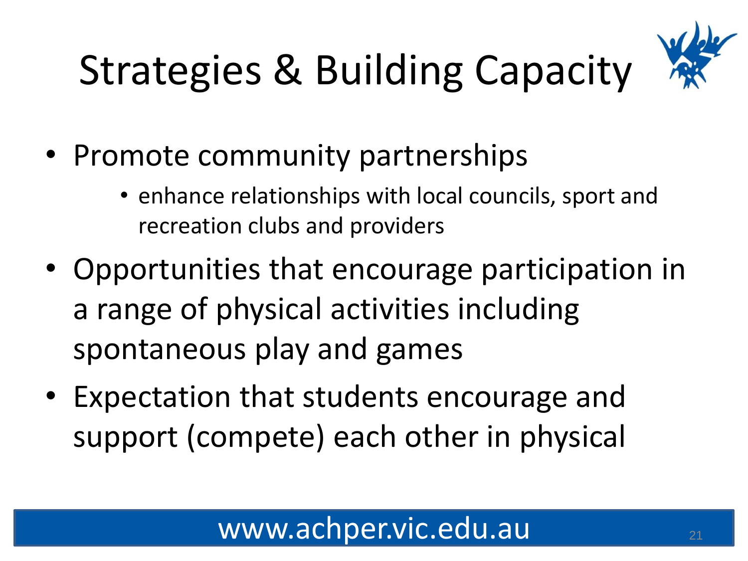# Strategies & Building Capacity

- Promote community partnerships
  - enhance relationships with local councils, sport and recreation clubs and providers
- Opportunities that encourage participation in a range of physical activities including spontaneous play and games
- Expectation that students encourage and support (compete) each other in physical

www.achper.vic.edu.au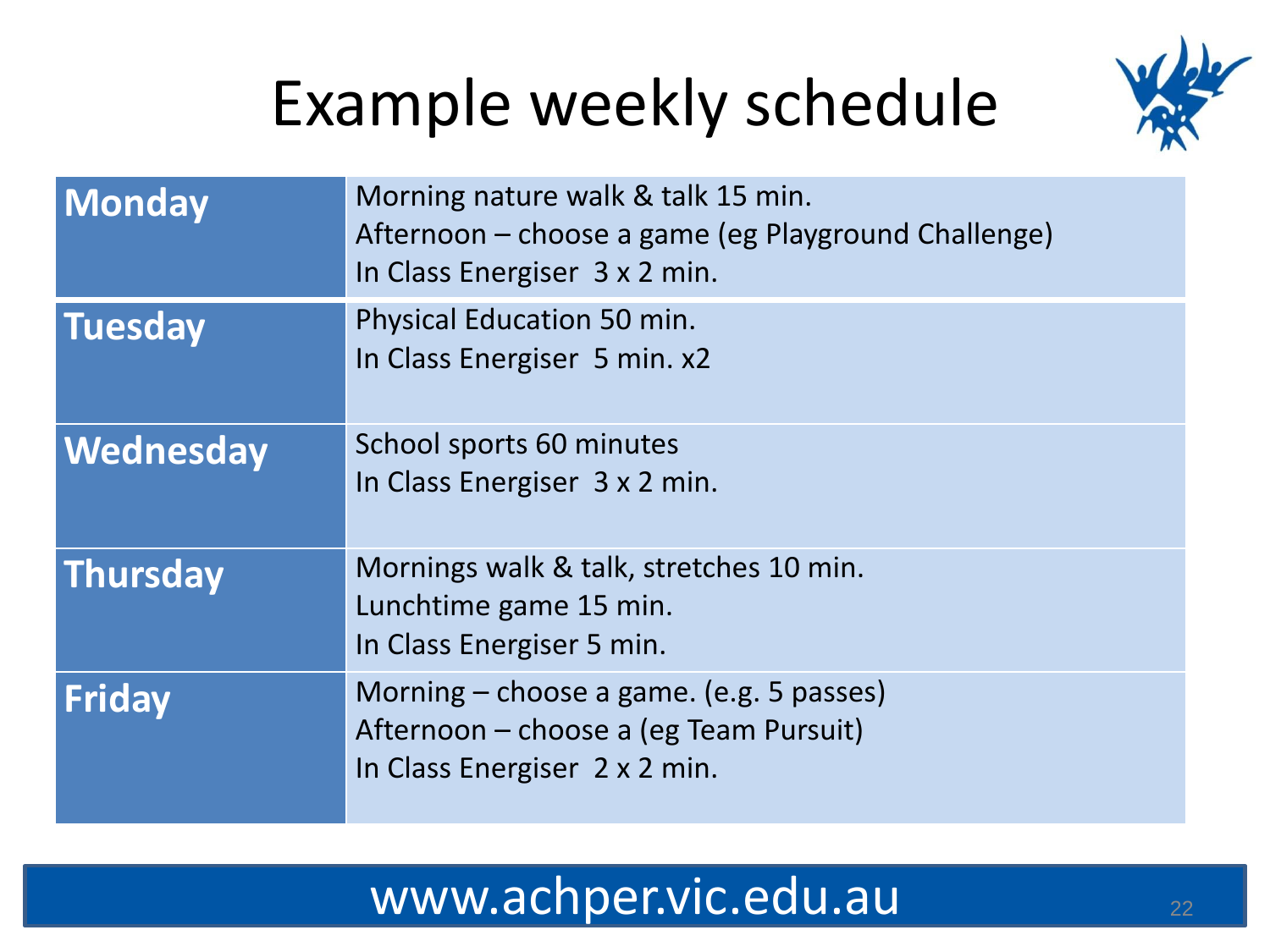# Example weekly schedule

| | |
|---|---|
| **Monday** | Morning nature walk & talk 15 min.<br>Afternoon – choose a game (eg Playground Challenge)<br>In Class Energiser 3 x 2 min. |
| **Tuesday** | Physical Education 50 min.<br>In Class Energiser 5 min. x2 |
| **Wednesday** | School sports 60 minutes<br>In Class Energiser 3 x 2 min. |
| **Thursday** | Mornings walk & talk, stretches 10 min.<br>Lunchtime game 15 min.<br>In Class Energiser 5 min. |
| **Friday** | Morning – choose a game. (e.g. 5 passes)<br>Afternoon – choose a (eg Team Pursuit)<br>In Class Energiser 2 x 2 min. |

www.achper.vic.edu.au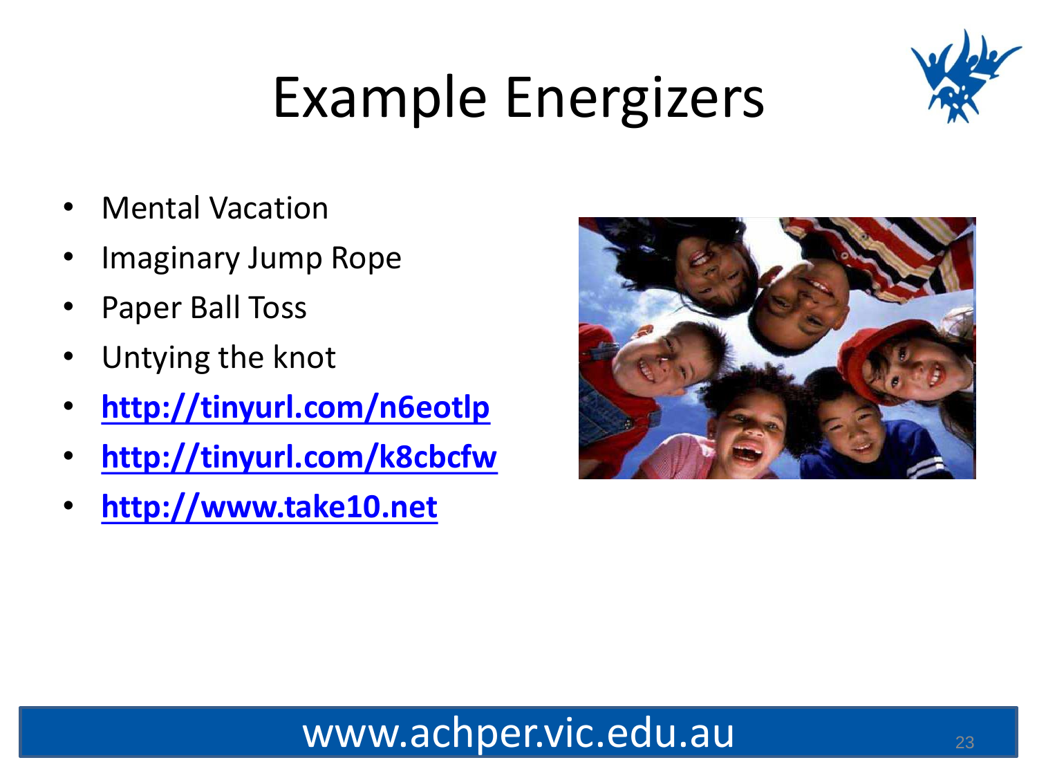# Example Energizers

- Mental Vacation
- Imaginary Jump Rope
- Paper Ball Toss
- Untying the knot
- **http://tinyurl.com/n6eotlp**
- **http://tinyurl.com/k8cbcfw**
- **http://www.take10.net**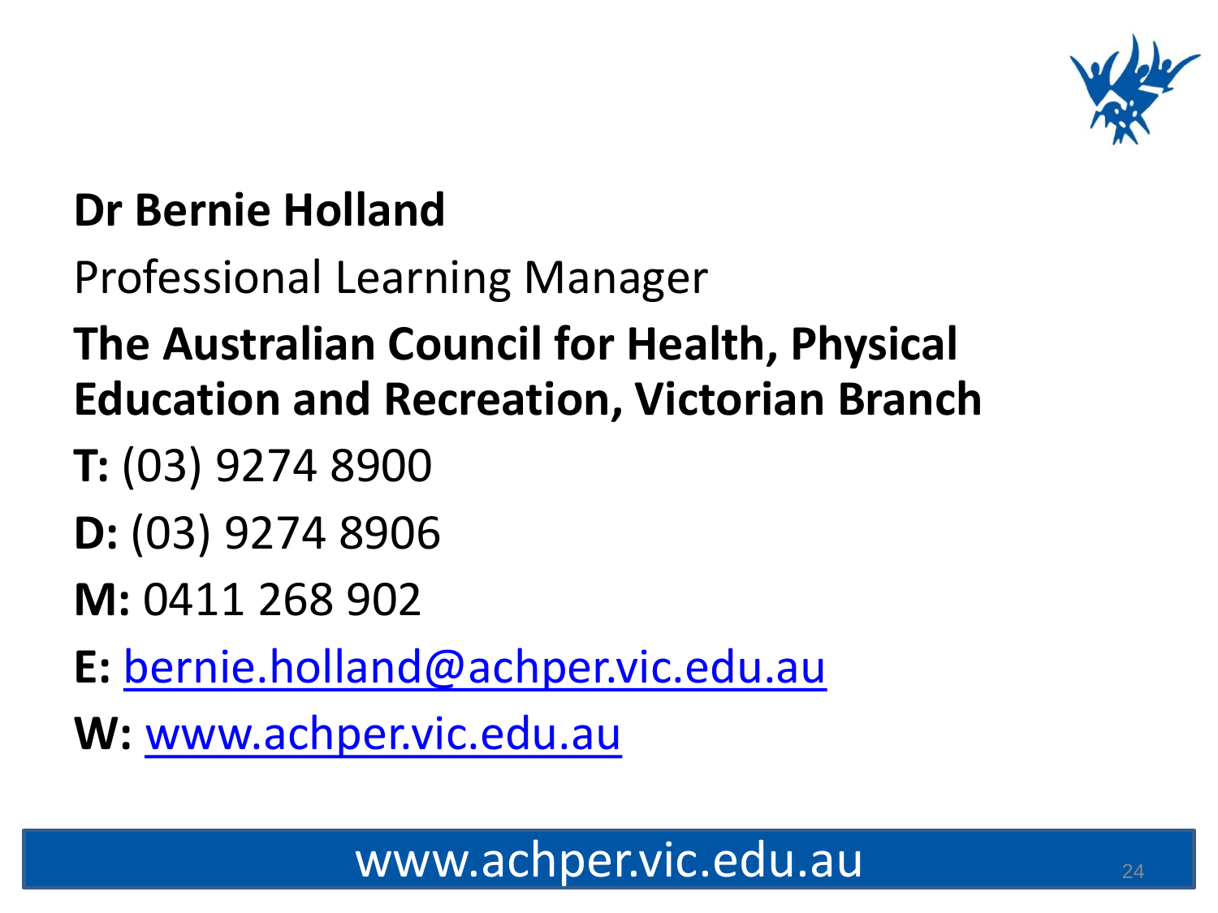**Dr Bernie Holland**

Professional Learning Manager

**The Australian Council for Health, Physical Education and Recreation, Victorian Branch**

**T:** (03) 9274 8900

**D:** (03) 9274 8906

**M:** 0411 268 902

**E:** bernie.holland@achper.vic.edu.au

**W:** www.achper.vic.edu.au

www.achper.vic.edu.au